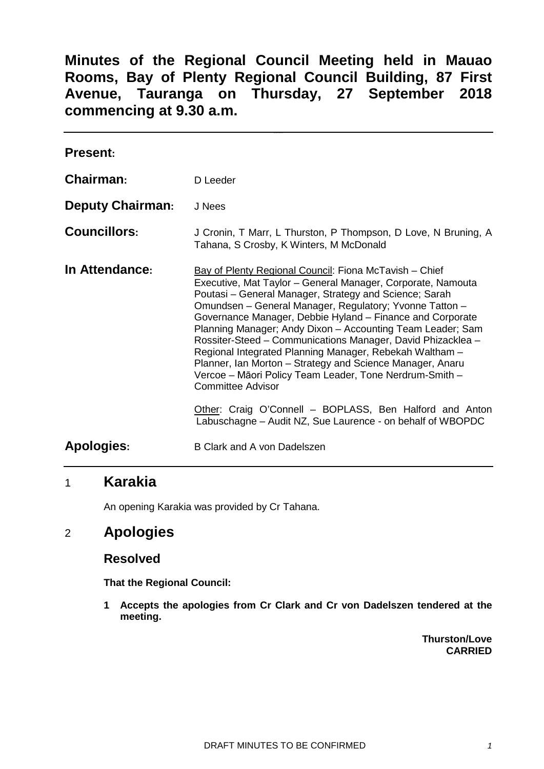# Minutes of the Regional Council Meeting held in Mauao Rooms, Bay of Plenty Regional Council Building, 87 First Avenue, Tauranga on Thursday, 27 September 2018 commencing at 9.30 a.m.

**Present:**

| | |
|---|---|
| **Chairman:** | D Leeder |
| **Deputy Chairman:** | J Nees |
| **Councillors:** | J Cronin, T Marr, L Thurston, P Thompson, D Love, N Bruning, A Tahana, S Crosby, K Winters, M McDonald |
| **In Attendance:** | Bay of Plenty Regional Council: Fiona McTavish – Chief Executive, Mat Taylor – General Manager, Corporate, Namouta Poutasi – General Manager, Strategy and Science; Sarah Omundsen – General Manager, Regulatory; Yvonne Tatton – Governance Manager, Debbie Hyland – Finance and Corporate Planning Manager; Andy Dixon – Accounting Team Leader; Sam Rossiter-Steed – Communications Manager, David Phizacklea – Regional Integrated Planning Manager, Rebekah Waltham – Planner, Ian Morton – Strategy and Science Manager, Anaru Vercoe – Māori Policy Team Leader, Tone Nerdrum-Smith – Committee Advisor<br><br>Other: Craig O'Connell – BOPLASS, Ben Halford and Anton Labuschagne – Audit NZ, Sue Laurence - on behalf of WBOPDC |
| **Apologies:** | B Clark and A von Dadelszen |

## 1 Karakia

An opening Karakia was provided by Cr Tahana.

## 2 Apologies

### Resolved

**That the Regional Council:**

**1 Accepts the apologies from Cr Clark and Cr von Dadelszen tendered at the meeting.**

**Thurston/Love**
**CARRIED**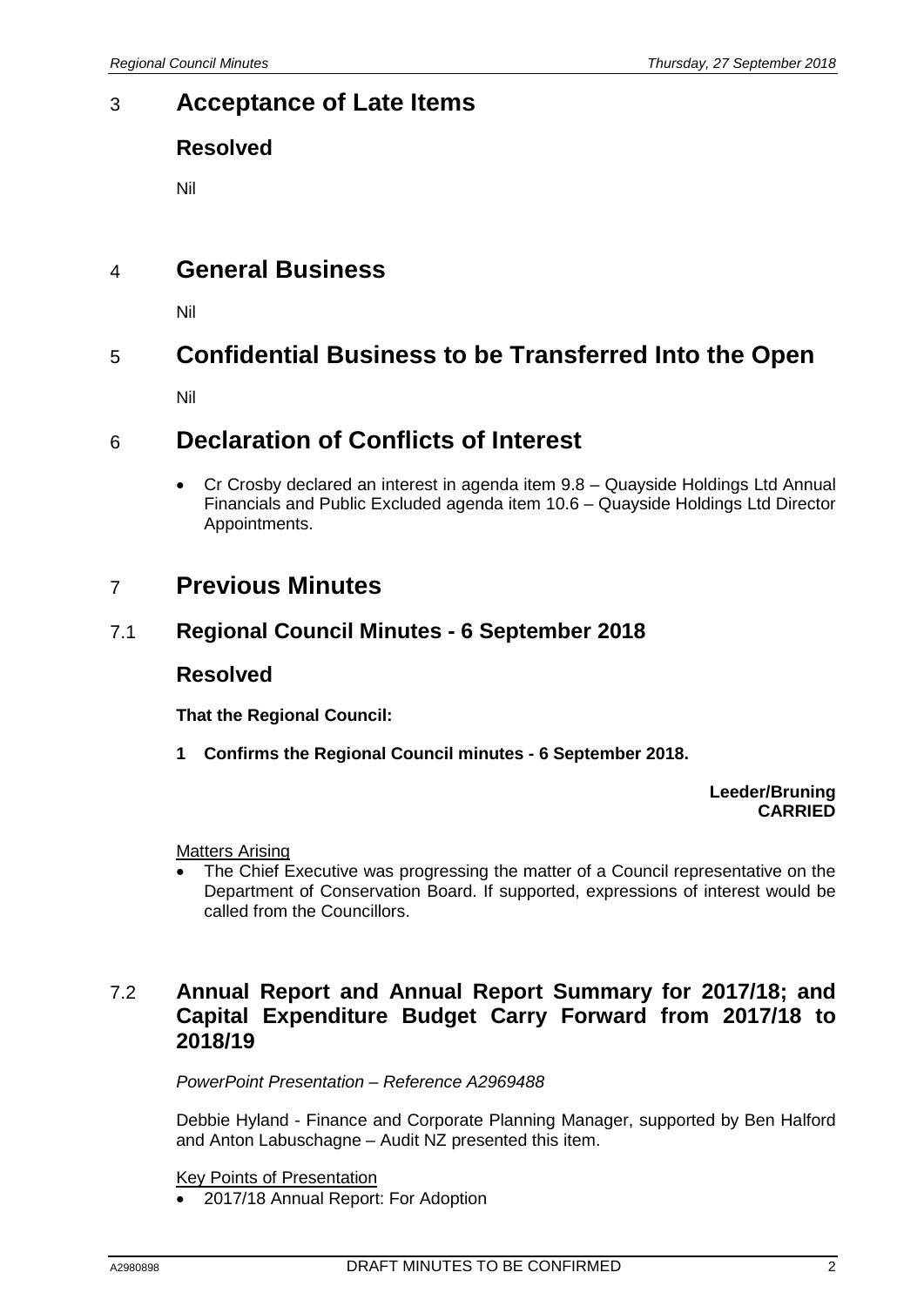## 3 Acceptance of Late Items

### Resolved

Nil

## 4 General Business

Nil

## 5 Confidential Business to be Transferred Into the Open

Nil

## 6 Declaration of Conflicts of Interest

- Cr Crosby declared an interest in agenda item 9.8 – Quayside Holdings Ltd Annual Financials and Public Excluded agenda item 10.6 – Quayside Holdings Ltd Director Appointments.

## 7 Previous Minutes

### 7.1 Regional Council Minutes - 6 September 2018

### Resolved

**That the Regional Council:**

**1 Confirms the Regional Council minutes - 6 September 2018.**

**Leeder/Bruning**
**CARRIED**

Matters Arising

- The Chief Executive was progressing the matter of a Council representative on the Department of Conservation Board. If supported, expressions of interest would be called from the Councillors.

### 7.2 Annual Report and Annual Report Summary for 2017/18; and Capital Expenditure Budget Carry Forward from 2017/18 to 2018/19

*PowerPoint Presentation – Reference A2969488*

Debbie Hyland - Finance and Corporate Planning Manager, supported by Ben Halford and Anton Labuschagne – Audit NZ presented this item.

Key Points of Presentation

- 2017/18 Annual Report: For Adoption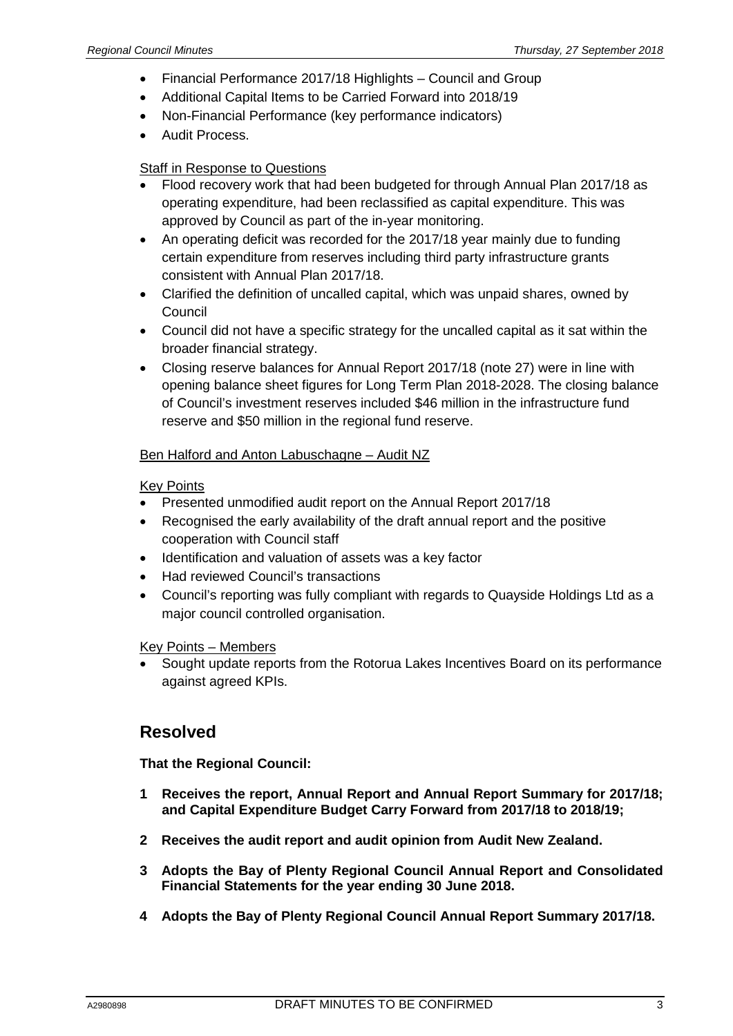- Financial Performance 2017/18 Highlights – Council and Group
- Additional Capital Items to be Carried Forward into 2018/19
- Non-Financial Performance (key performance indicators)
- Audit Process.

Staff in Response to Questions

- Flood recovery work that had been budgeted for through Annual Plan 2017/18 as operating expenditure, had been reclassified as capital expenditure. This was approved by Council as part of the in-year monitoring.
- An operating deficit was recorded for the 2017/18 year mainly due to funding certain expenditure from reserves including third party infrastructure grants consistent with Annual Plan 2017/18.
- Clarified the definition of uncalled capital, which was unpaid shares, owned by Council
- Council did not have a specific strategy for the uncalled capital as it sat within the broader financial strategy.
- Closing reserve balances for Annual Report 2017/18 (note 27) were in line with opening balance sheet figures for Long Term Plan 2018-2028. The closing balance of Council's investment reserves included $46 million in the infrastructure fund reserve and $50 million in the regional fund reserve.

Ben Halford and Anton Labuschagne – Audit NZ

Key Points

- Presented unmodified audit report on the Annual Report 2017/18
- Recognised the early availability of the draft annual report and the positive cooperation with Council staff
- Identification and valuation of assets was a key factor
- Had reviewed Council's transactions
- Council's reporting was fully compliant with regards to Quayside Holdings Ltd as a major council controlled organisation.

Key Points – Members

- Sought update reports from the Rotorua Lakes Incentives Board on its performance against agreed KPIs.

## Resolved

**That the Regional Council:**

**1 Receives the report, Annual Report and Annual Report Summary for 2017/18; and Capital Expenditure Budget Carry Forward from 2017/18 to 2018/19;**

**2 Receives the audit report and audit opinion from Audit New Zealand.**

**3 Adopts the Bay of Plenty Regional Council Annual Report and Consolidated Financial Statements for the year ending 30 June 2018.**

**4 Adopts the Bay of Plenty Regional Council Annual Report Summary 2017/18.**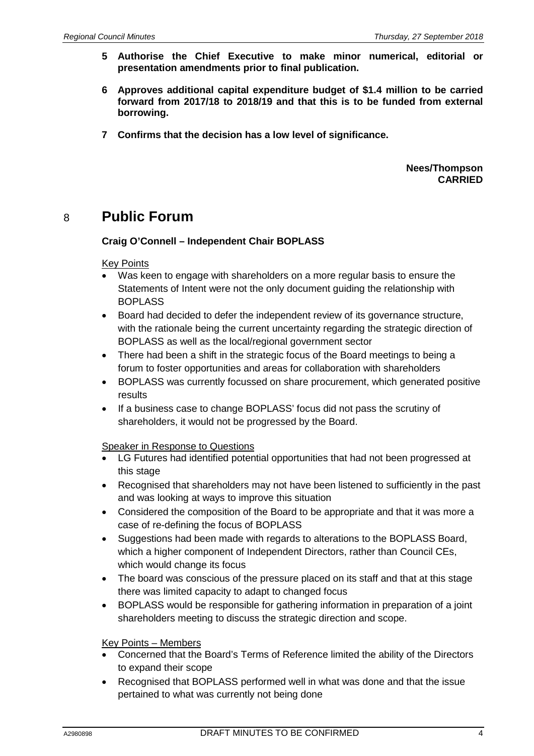**5 Authorise the Chief Executive to make minor numerical, editorial or presentation amendments prior to final publication.**

**6 Approves additional capital expenditure budget of $1.4 million to be carried forward from 2017/18 to 2018/19 and that this is to be funded from external borrowing.**

**7 Confirms that the decision has a low level of significance.**

**Nees/Thompson**
**CARRIED**

# 8 Public Forum

**Craig O'Connell – Independent Chair BOPLASS**

Key Points

- Was keen to engage with shareholders on a more regular basis to ensure the Statements of Intent were not the only document guiding the relationship with BOPLASS
- Board had decided to defer the independent review of its governance structure, with the rationale being the current uncertainty regarding the strategic direction of BOPLASS as well as the local/regional government sector
- There had been a shift in the strategic focus of the Board meetings to being a forum to foster opportunities and areas for collaboration with shareholders
- BOPLASS was currently focussed on share procurement, which generated positive results
- If a business case to change BOPLASS' focus did not pass the scrutiny of shareholders, it would not be progressed by the Board.

Speaker in Response to Questions

- LG Futures had identified potential opportunities that had not been progressed at this stage
- Recognised that shareholders may not have been listened to sufficiently in the past and was looking at ways to improve this situation
- Considered the composition of the Board to be appropriate and that it was more a case of re-defining the focus of BOPLASS
- Suggestions had been made with regards to alterations to the BOPLASS Board, which a higher component of Independent Directors, rather than Council CEs, which would change its focus
- The board was conscious of the pressure placed on its staff and that at this stage there was limited capacity to adapt to changed focus
- BOPLASS would be responsible for gathering information in preparation of a joint shareholders meeting to discuss the strategic direction and scope.

Key Points – Members

- Concerned that the Board's Terms of Reference limited the ability of the Directors to expand their scope
- Recognised that BOPLASS performed well in what was done and that the issue pertained to what was currently not being done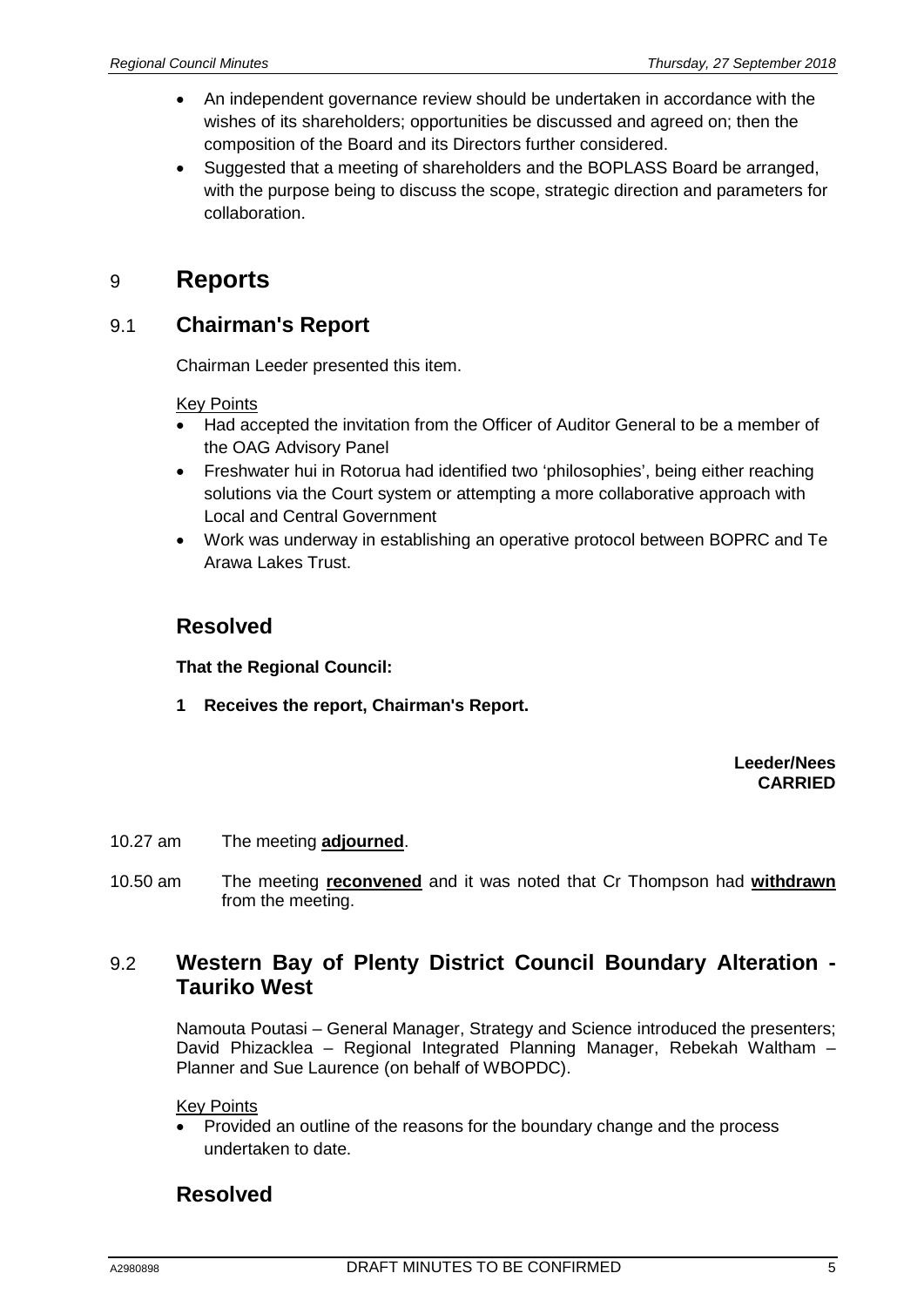- An independent governance review should be undertaken in accordance with the wishes of its shareholders; opportunities be discussed and agreed on; then the composition of the Board and its Directors further considered.
- Suggested that a meeting of shareholders and the BOPLASS Board be arranged, with the purpose being to discuss the scope, strategic direction and parameters for collaboration.

# 9 Reports

## 9.1 Chairman's Report

Chairman Leeder presented this item.

Key Points

- Had accepted the invitation from the Officer of Auditor General to be a member of the OAG Advisory Panel
- Freshwater hui in Rotorua had identified two 'philosophies', being either reaching solutions via the Court system or attempting a more collaborative approach with Local and Central Government
- Work was underway in establishing an operative protocol between BOPRC and Te Arawa Lakes Trust.

## Resolved

**That the Regional Council:**

**1 Receives the report, Chairman's Report.**

**Leeder/Nees**
**CARRIED**

10.27 am The meeting **adjourned**.

10.50 am The meeting **reconvened** and it was noted that Cr Thompson had **withdrawn** from the meeting.

## 9.2 Western Bay of Plenty District Council Boundary Alteration - Tauriko West

Namouta Poutasi – General Manager, Strategy and Science introduced the presenters; David Phizacklea – Regional Integrated Planning Manager, Rebekah Waltham – Planner and Sue Laurence (on behalf of WBOPDC).

Key Points

- Provided an outline of the reasons for the boundary change and the process undertaken to date.

## Resolved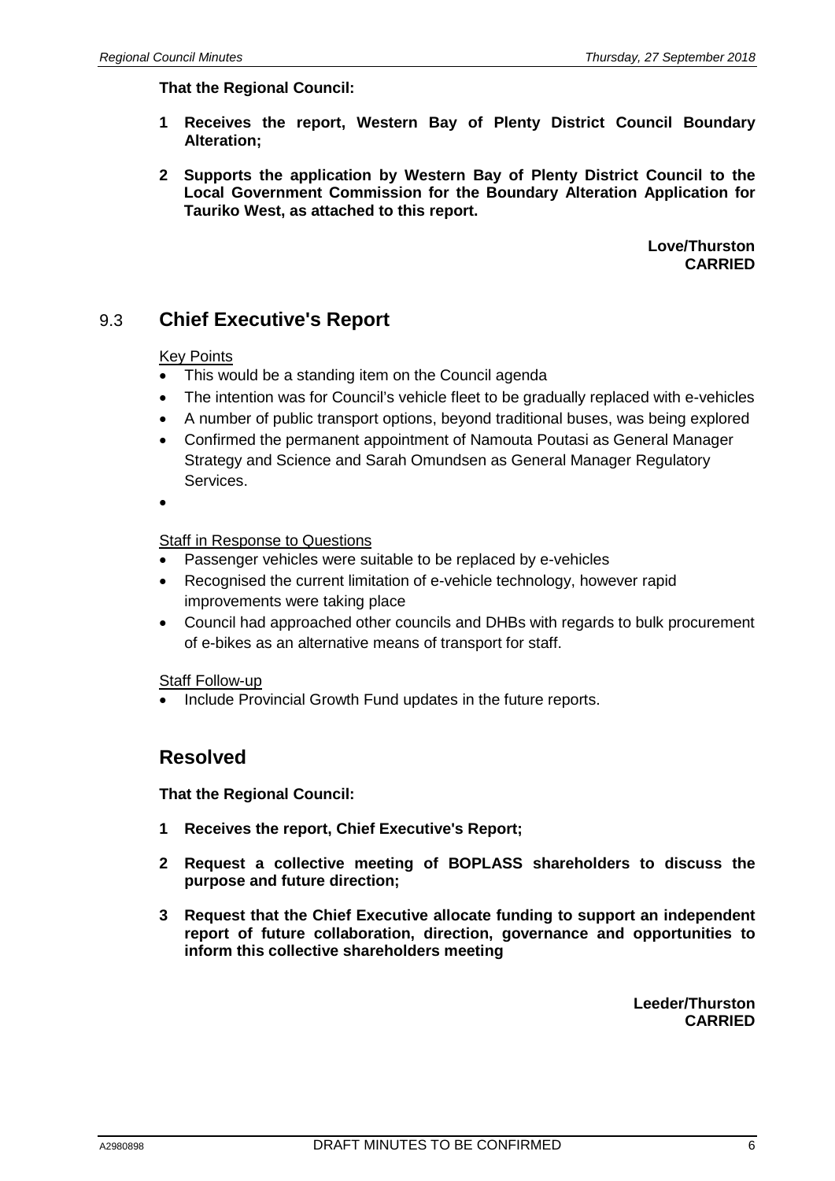**That the Regional Council:**

**1 Receives the report, Western Bay of Plenty District Council Boundary Alteration;**

**2 Supports the application by Western Bay of Plenty District Council to the Local Government Commission for the Boundary Alteration Application for Tauriko West, as attached to this report.**

**Love/Thurston**
**CARRIED**

## 9.3 Chief Executive's Report

Key Points

- This would be a standing item on the Council agenda
- The intention was for Council's vehicle fleet to be gradually replaced with e-vehicles
- A number of public transport options, beyond traditional buses, was being explored
- Confirmed the permanent appointment of Namouta Poutasi as General Manager Strategy and Science and Sarah Omundsen as General Manager Regulatory Services.
- 

Staff in Response to Questions

- Passenger vehicles were suitable to be replaced by e-vehicles
- Recognised the current limitation of e-vehicle technology, however rapid improvements were taking place
- Council had approached other councils and DHBs with regards to bulk procurement of e-bikes as an alternative means of transport for staff.

Staff Follow-up

- Include Provincial Growth Fund updates in the future reports.

## Resolved

**That the Regional Council:**

**1 Receives the report, Chief Executive's Report;**

**2 Request a collective meeting of BOPLASS shareholders to discuss the purpose and future direction;**

**3 Request that the Chief Executive allocate funding to support an independent report of future collaboration, direction, governance and opportunities to inform this collective shareholders meeting**

**Leeder/Thurston**
**CARRIED**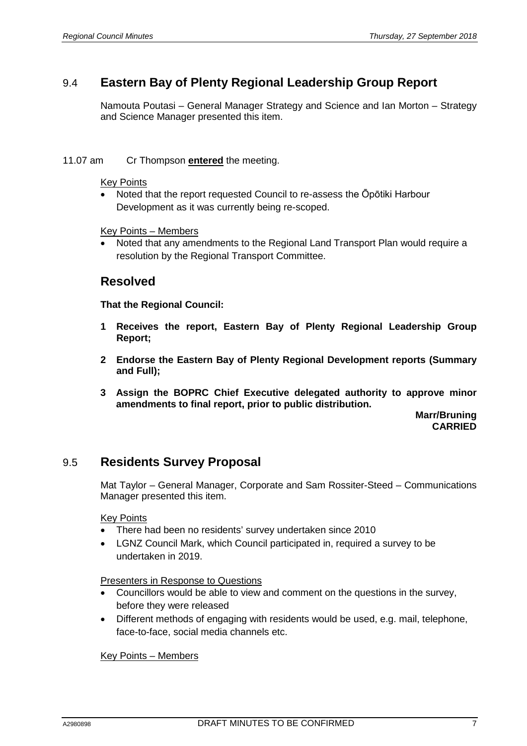## 9.4 **Eastern Bay of Plenty Regional Leadership Group Report**

Namouta Poutasi – General Manager Strategy and Science and Ian Morton – Strategy and Science Manager presented this item.

11.07 am Cr Thompson **entered** the meeting.

Key Points

- Noted that the report requested Council to re-assess the Ōpōtiki Harbour Development as it was currently being re-scoped.

Key Points – Members

- Noted that any amendments to the Regional Land Transport Plan would require a resolution by the Regional Transport Committee.

### Resolved

**That the Regional Council:**

**1 Receives the report, Eastern Bay of Plenty Regional Leadership Group Report;**

**2 Endorse the Eastern Bay of Plenty Regional Development reports (Summary and Full);**

**3 Assign the BOPRC Chief Executive delegated authority to approve minor amendments to final report, prior to public distribution.**

**Marr/Bruning**
**CARRIED**

## 9.5 **Residents Survey Proposal**

Mat Taylor – General Manager, Corporate and Sam Rossiter-Steed – Communications Manager presented this item.

Key Points

- There had been no residents' survey undertaken since 2010
- LGNZ Council Mark, which Council participated in, required a survey to be undertaken in 2019.

Presenters in Response to Questions

- Councillors would be able to view and comment on the questions in the survey, before they were released
- Different methods of engaging with residents would be used, e.g. mail, telephone, face-to-face, social media channels etc.

Key Points – Members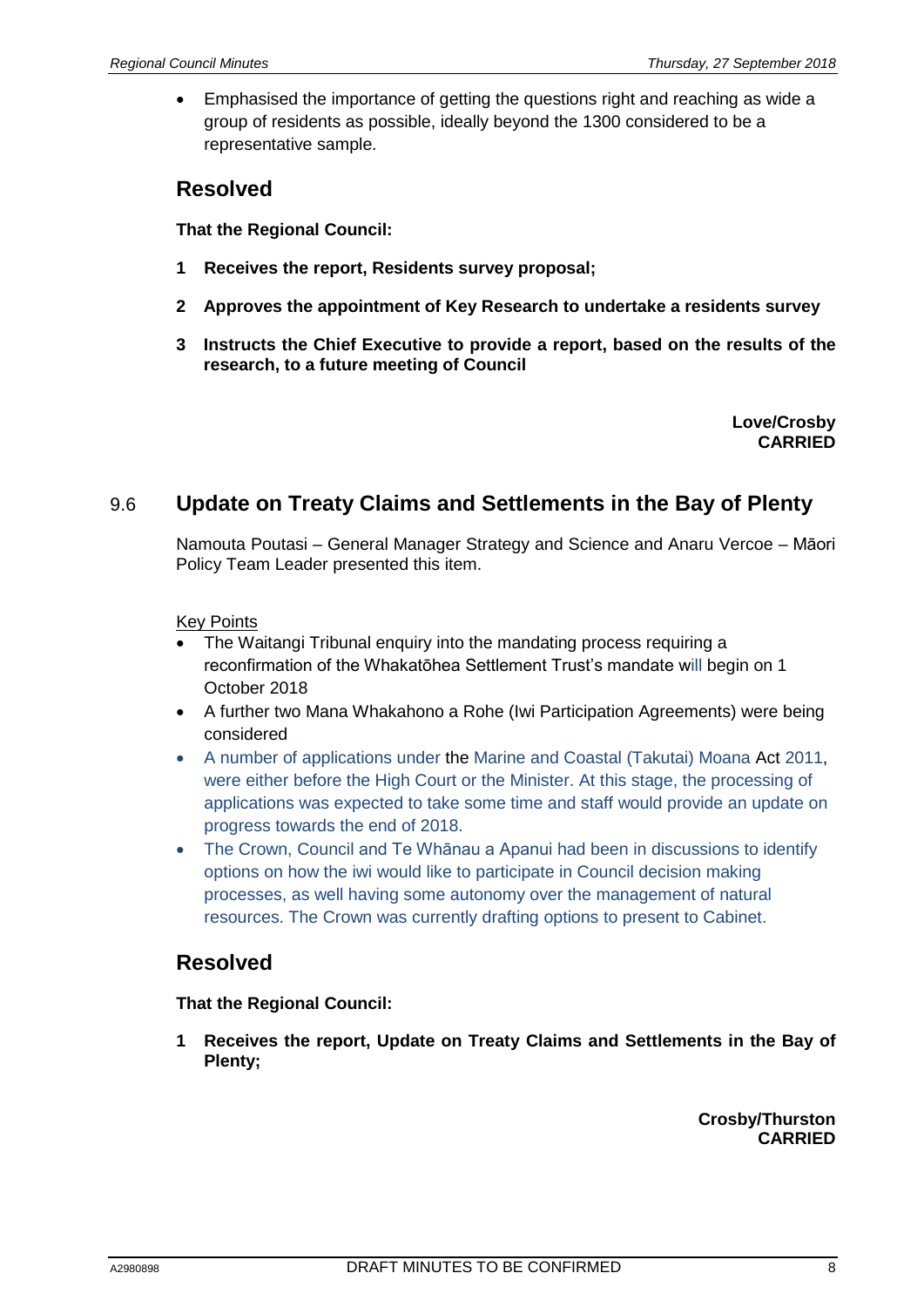- Emphasised the importance of getting the questions right and reaching as wide a group of residents as possible, ideally beyond the 1300 considered to be a representative sample.

## Resolved

**That the Regional Council:**

**1 Receives the report, Residents survey proposal;**

**2 Approves the appointment of Key Research to undertake a residents survey**

**3 Instructs the Chief Executive to provide a report, based on the results of the research, to a future meeting of Council**

**Love/Crosby**
**CARRIED**

## 9.6 Update on Treaty Claims and Settlements in the Bay of Plenty

Namouta Poutasi – General Manager Strategy and Science and Anaru Vercoe – Māori Policy Team Leader presented this item.

Key Points

- The Waitangi Tribunal enquiry into the mandating process requiring a reconfirmation of the Whakatōhea Settlement Trust's mandate will begin on 1 October 2018
- A further two Mana Whakahono a Rohe (Iwi Participation Agreements) were being considered
- A number of applications under the Marine and Coastal (Takutai) Moana Act 2011, were either before the High Court or the Minister. At this stage, the processing of applications was expected to take some time and staff would provide an update on progress towards the end of 2018.
- The Crown, Council and Te Whānau a Apanui had been in discussions to identify options on how the iwi would like to participate in Council decision making processes, as well having some autonomy over the management of natural resources. The Crown was currently drafting options to present to Cabinet.

## Resolved

**That the Regional Council:**

**1 Receives the report, Update on Treaty Claims and Settlements in the Bay of Plenty;**

**Crosby/Thurston**
**CARRIED**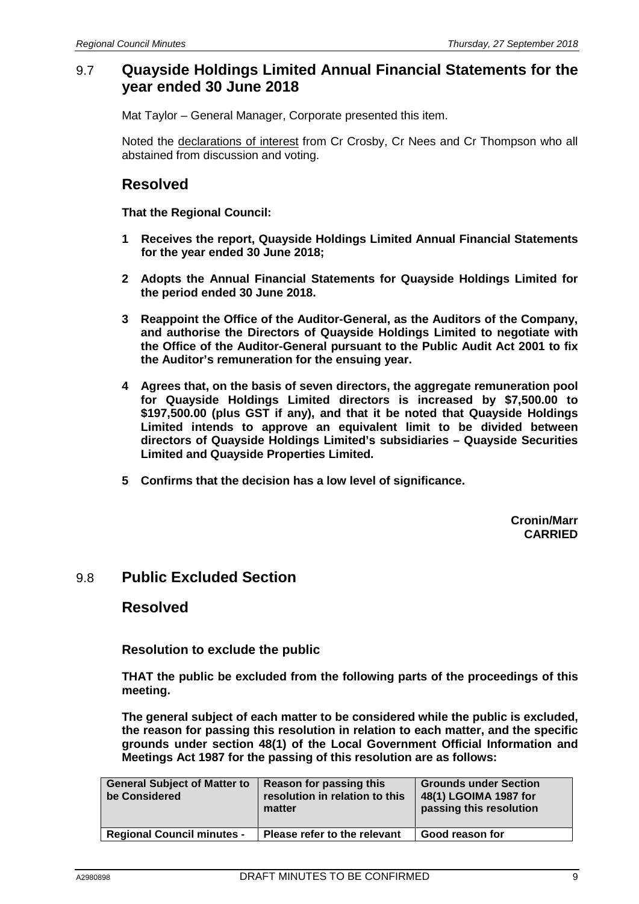## 9.7 Quayside Holdings Limited Annual Financial Statements for the year ended 30 June 2018

Mat Taylor – General Manager, Corporate presented this item.

Noted the declarations of interest from Cr Crosby, Cr Nees and Cr Thompson who all abstained from discussion and voting.

### Resolved

**That the Regional Council:**

**1 Receives the report, Quayside Holdings Limited Annual Financial Statements for the year ended 30 June 2018;**

**2 Adopts the Annual Financial Statements for Quayside Holdings Limited for the period ended 30 June 2018.**

**3 Reappoint the Office of the Auditor-General, as the Auditors of the Company, and authorise the Directors of Quayside Holdings Limited to negotiate with the Office of the Auditor-General pursuant to the Public Audit Act 2001 to fix the Auditor's remuneration for the ensuing year.**

**4 Agrees that, on the basis of seven directors, the aggregate remuneration pool for Quayside Holdings Limited directors is increased by $7,500.00 to $197,500.00 (plus GST if any), and that it be noted that Quayside Holdings Limited intends to approve an equivalent limit to be divided between directors of Quayside Holdings Limited's subsidiaries – Quayside Securities Limited and Quayside Properties Limited.**

**5 Confirms that the decision has a low level of significance.**

**Cronin/Marr**
**CARRIED**

## 9.8 Public Excluded Section

### Resolved

**Resolution to exclude the public**

**THAT the public be excluded from the following parts of the proceedings of this meeting.**

**The general subject of each matter to be considered while the public is excluded, the reason for passing this resolution in relation to each matter, and the specific grounds under section 48(1) of the Local Government Official Information and Meetings Act 1987 for the passing of this resolution are as follows:**

| General Subject of Matter to be Considered | Reason for passing this resolution in relation to this matter | Grounds under Section 48(1) LGOIMA 1987 for passing this resolution |
|---|---|---|
| Regional Council minutes - | Please refer to the relevant | Good reason for |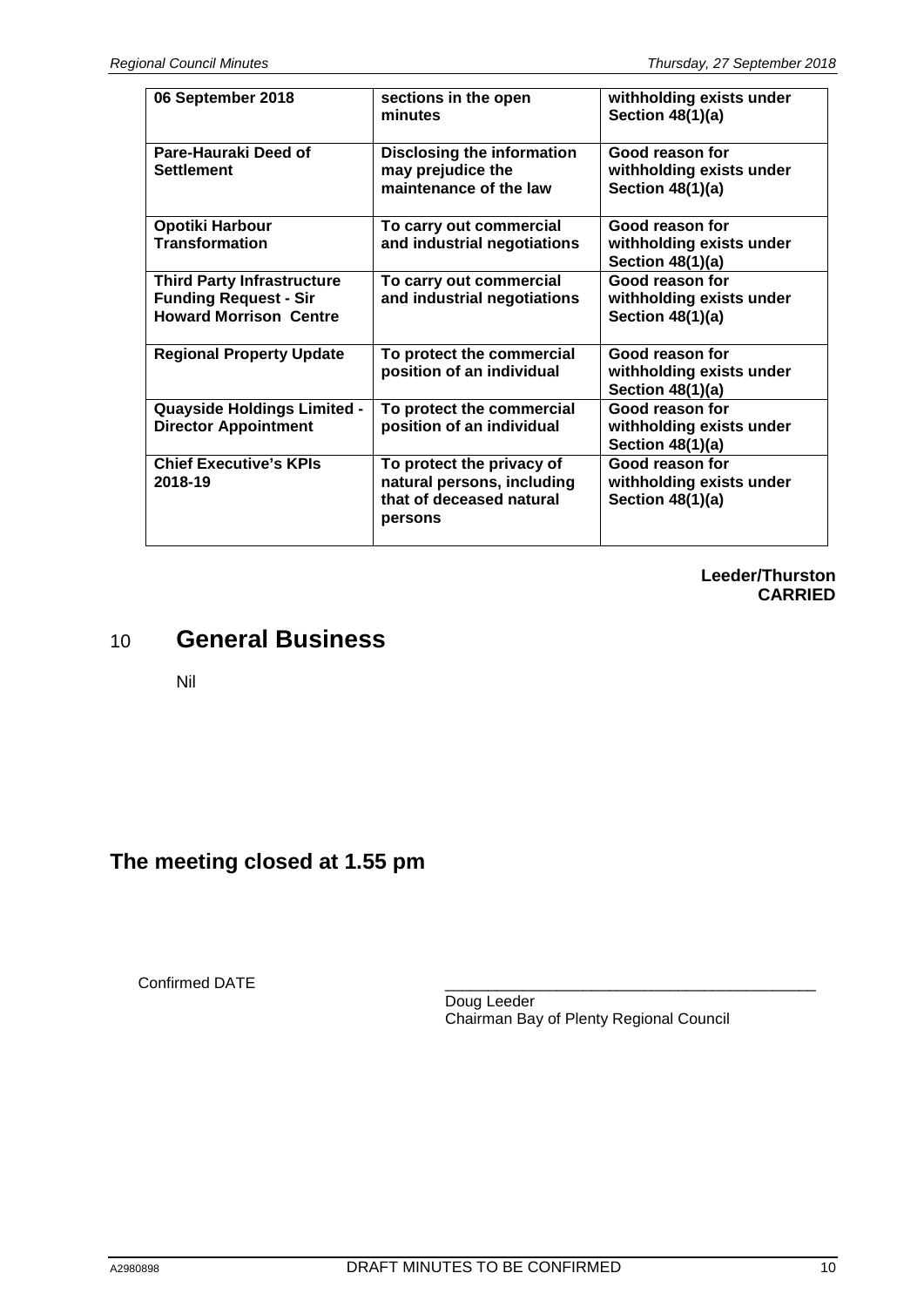| | | |
|---|---|---|
| **06 September 2018** | **sections in the open minutes** | **withholding exists under Section 48(1)(a)** |
| **Pare-Hauraki Deed of Settlement** | **Disclosing the information may prejudice the maintenance of the law** | **Good reason for withholding exists under Section 48(1)(a)** |
| **Opotiki Harbour Transformation** | **To carry out commercial and industrial negotiations** | **Good reason for withholding exists under Section 48(1)(a)** |
| **Third Party Infrastructure Funding Request - Sir Howard Morrison Centre** | **To carry out commercial and industrial negotiations** | **Good reason for withholding exists under Section 48(1)(a)** |
| **Regional Property Update** | **To protect the commercial position of an individual** | **Good reason for withholding exists under Section 48(1)(a)** |
| **Quayside Holdings Limited - Director Appointment** | **To protect the commercial position of an individual** | **Good reason for withholding exists under Section 48(1)(a)** |
| **Chief Executive's KPIs 2018-19** | **To protect the privacy of natural persons, including that of deceased natural persons** | **Good reason for withholding exists under Section 48(1)(a)** |

**Leeder/Thurston**
**CARRIED**

# 10 General Business

Nil

## The meeting closed at 1.55 pm

Confirmed DATE

\_\_\_\_\_\_\_\_\_\_\_\_\_\_\_\_\_\_\_\_\_\_\_\_\_\_\_\_\_\_\_\_\_\_\_\_\_\_\_\_\_\_\_

Doug Leeder
Chairman Bay of Plenty Regional Council